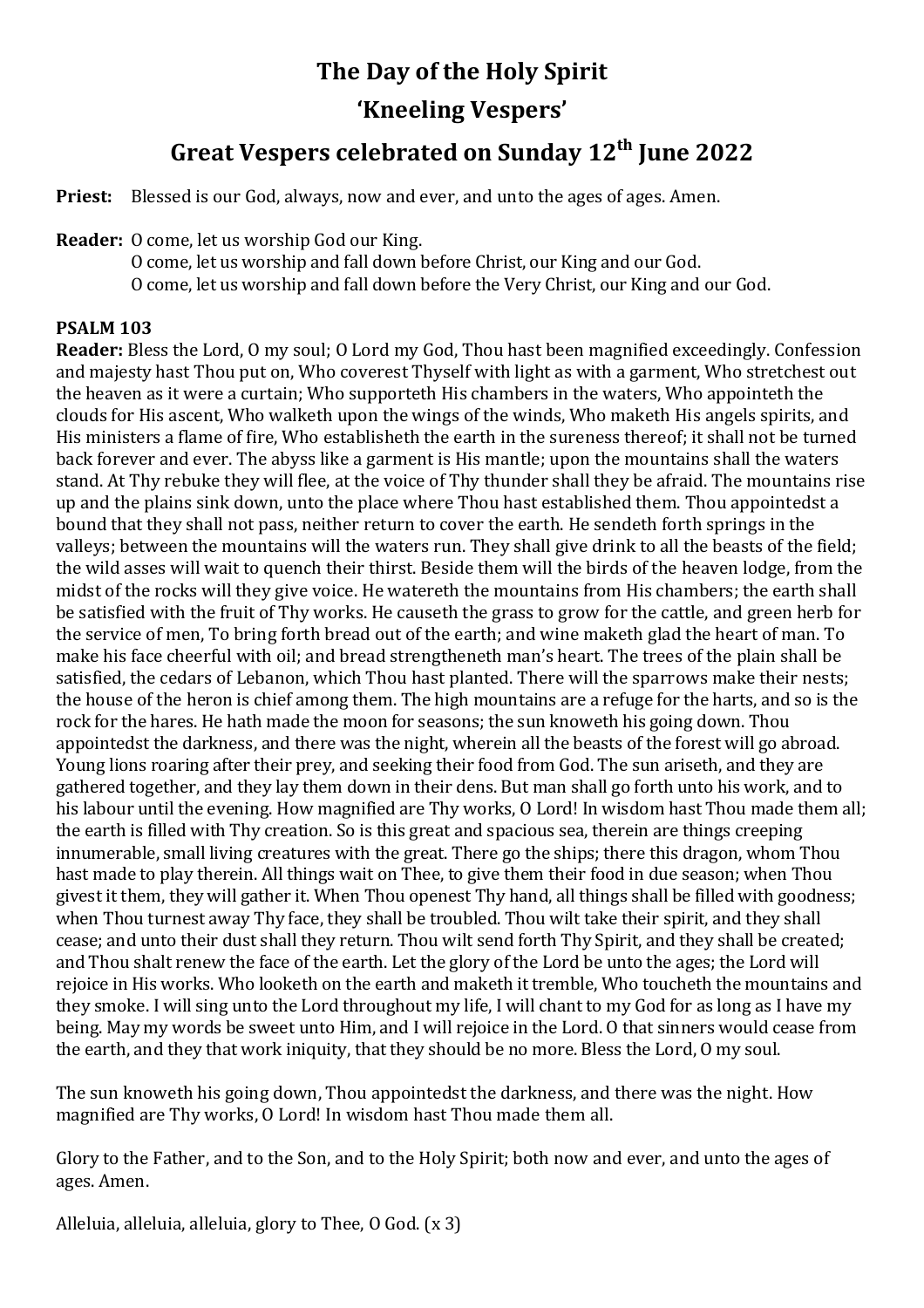# The Day of the Holy Spirit
# 'Kneeling Vespers'
# Great Vespers celebrated on Sunday 12th June 2022

**Priest:** Blessed is our God, always, now and ever, and unto the ages of ages. Amen.

**Reader:** O come, let us worship God our King.
O come, let us worship and fall down before Christ, our King and our God.
O come, let us worship and fall down before the Very Christ, our King and our God.

**PSALM 103**

**Reader:** Bless the Lord, O my soul; O Lord my God, Thou hast been magnified exceedingly. Confession and majesty hast Thou put on, Who coverest Thyself with light as with a garment, Who stretchest out the heaven as it were a curtain; Who supporteth His chambers in the waters, Who appointeth the clouds for His ascent, Who walketh upon the wings of the winds, Who maketh His angels spirits, and His ministers a flame of fire, Who establisheth the earth in the sureness thereof; it shall not be turned back forever and ever. The abyss like a garment is His mantle; upon the mountains shall the waters stand. At Thy rebuke they will flee, at the voice of Thy thunder shall they be afraid. The mountains rise up and the plains sink down, unto the place where Thou hast established them. Thou appointedst a bound that they shall not pass, neither return to cover the earth. He sendeth forth springs in the valleys; between the mountains will the waters run. They shall give drink to all the beasts of the field; the wild asses will wait to quench their thirst. Beside them will the birds of the heaven lodge, from the midst of the rocks will they give voice. He watereth the mountains from His chambers; the earth shall be satisfied with the fruit of Thy works. He causeth the grass to grow for the cattle, and green herb for the service of men, To bring forth bread out of the earth; and wine maketh glad the heart of man. To make his face cheerful with oil; and bread strengtheneth man's heart. The trees of the plain shall be satisfied, the cedars of Lebanon, which Thou hast planted. There will the sparrows make their nests; the house of the heron is chief among them. The high mountains are a refuge for the harts, and so is the rock for the hares. He hath made the moon for seasons; the sun knoweth his going down. Thou appointedst the darkness, and there was the night, wherein all the beasts of the forest will go abroad. Young lions roaring after their prey, and seeking their food from God. The sun ariseth, and they are gathered together, and they lay them down in their dens. But man shall go forth unto his work, and to his labour until the evening. How magnified are Thy works, O Lord! In wisdom hast Thou made them all; the earth is filled with Thy creation. So is this great and spacious sea, therein are things creeping innumerable, small living creatures with the great. There go the ships; there this dragon, whom Thou hast made to play therein. All things wait on Thee, to give them their food in due season; when Thou givest it them, they will gather it. When Thou openest Thy hand, all things shall be filled with goodness; when Thou turnest away Thy face, they shall be troubled. Thou wilt take their spirit, and they shall cease; and unto their dust shall they return. Thou wilt send forth Thy Spirit, and they shall be created; and Thou shalt renew the face of the earth. Let the glory of the Lord be unto the ages; the Lord will rejoice in His works. Who looketh on the earth and maketh it tremble, Who toucheth the mountains and they smoke. I will sing unto the Lord throughout my life, I will chant to my God for as long as I have my being. May my words be sweet unto Him, and I will rejoice in the Lord. O that sinners would cease from the earth, and they that work iniquity, that they should be no more. Bless the Lord, O my soul.

The sun knoweth his going down, Thou appointedst the darkness, and there was the night. How magnified are Thy works, O Lord! In wisdom hast Thou made them all.

Glory to the Father, and to the Son, and to the Holy Spirit; both now and ever, and unto the ages of ages. Amen.

Alleluia, alleluia, alleluia, glory to Thee, O God. (x 3)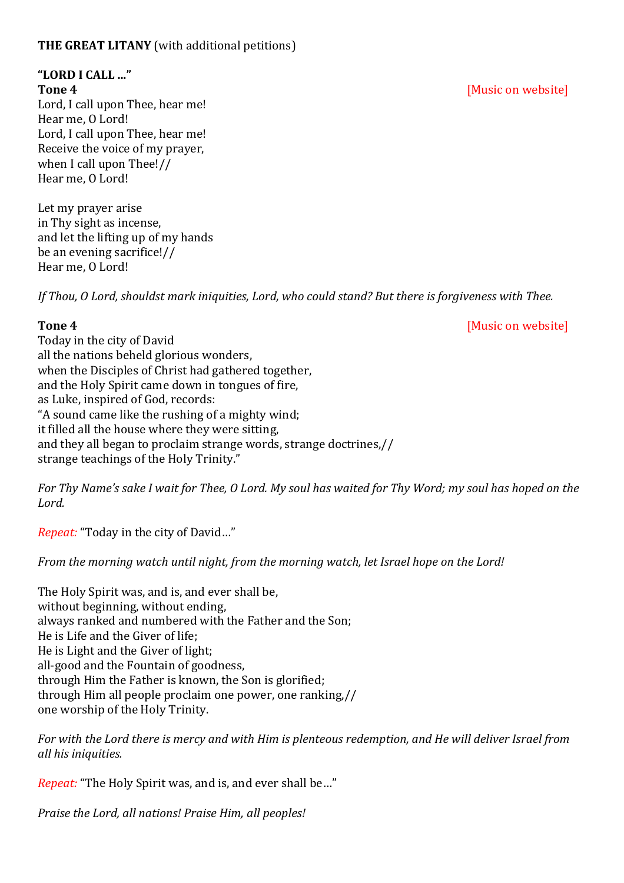**THE GREAT LITANY** (with additional petitions)

**"LORD I CALL …"**

**Tone 4** [Music on website]

Lord, I call upon Thee, hear me!
Hear me, O Lord!
Lord, I call upon Thee, hear me!
Receive the voice of my prayer,
when I call upon Thee!//
Hear me, O Lord!

Let my prayer arise
in Thy sight as incense,
and let the lifting up of my hands
be an evening sacrifice!//
Hear me, O Lord!

*If Thou, O Lord, shouldst mark iniquities, Lord, who could stand? But there is forgiveness with Thee.*

**Tone 4** [Music on website]

Today in the city of David
all the nations beheld glorious wonders,
when the Disciples of Christ had gathered together,
and the Holy Spirit came down in tongues of fire,
as Luke, inspired of God, records:
"A sound came like the rushing of a mighty wind;
it filled all the house where they were sitting,
and they all began to proclaim strange words, strange doctrines,//
strange teachings of the Holy Trinity."

*For Thy Name's sake I wait for Thee, O Lord. My soul has waited for Thy Word; my soul has hoped on the Lord.*

*Repeat:* "Today in the city of David…"

*From the morning watch until night, from the morning watch, let Israel hope on the Lord!*

The Holy Spirit was, and is, and ever shall be,
without beginning, without ending,
always ranked and numbered with the Father and the Son;
He is Life and the Giver of life;
He is Light and the Giver of light;
all-good and the Fountain of goodness,
through Him the Father is known, the Son is glorified;
through Him all people proclaim one power, one ranking,//
one worship of the Holy Trinity.

*For with the Lord there is mercy and with Him is plenteous redemption, and He will deliver Israel from all his iniquities.*

*Repeat:* "The Holy Spirit was, and is, and ever shall be…"

*Praise the Lord, all nations! Praise Him, all peoples!*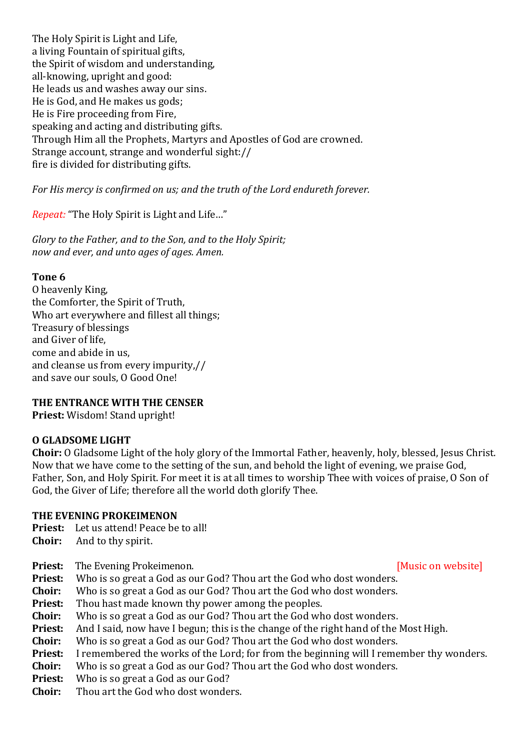The Holy Spirit is Light and Life,
a living Fountain of spiritual gifts,
the Spirit of wisdom and understanding,
all-knowing, upright and good:
He leads us and washes away our sins.
He is God, and He makes us gods;
He is Fire proceeding from Fire,
speaking and acting and distributing gifts.
Through Him all the Prophets, Martyrs and Apostles of God are crowned.
Strange account, strange and wonderful sight://
fire is divided for distributing gifts.

*For His mercy is confirmed on us; and the truth of the Lord endureth forever.*

*Repeat:* "The Holy Spirit is Light and Life…"

*Glory to the Father, and to the Son, and to the Holy Spirit;*
*now and ever, and unto ages of ages. Amen.*

**Tone 6**
O heavenly King,
the Comforter, the Spirit of Truth,
Who art everywhere and fillest all things;
Treasury of blessings
and Giver of life,
come and abide in us,
and cleanse us from every impurity,//
and save our souls, O Good One!

**THE ENTRANCE WITH THE CENSER**
**Priest:** Wisdom! Stand upright!

**O GLADSOME LIGHT**
**Choir:** O Gladsome Light of the holy glory of the Immortal Father, heavenly, holy, blessed, Jesus Christ. Now that we have come to the setting of the sun, and behold the light of evening, we praise God, Father, Son, and Holy Spirit. For meet it is at all times to worship Thee with voices of praise, O Son of God, the Giver of Life; therefore all the world doth glorify Thee.

**THE EVENING PROKEIMENON**
**Priest:** Let us attend! Peace be to all!
**Choir:** And to thy spirit.

**Priest:** The Evening Prokeimenon. [Music on website]
**Priest:** Who is so great a God as our God? Thou art the God who dost wonders.
**Choir:** Who is so great a God as our God? Thou art the God who dost wonders.
**Priest:** Thou hast made known thy power among the peoples.
**Choir:** Who is so great a God as our God? Thou art the God who dost wonders.
**Priest:** And I said, now have I begun; this is the change of the right hand of the Most High.
**Choir:** Who is so great a God as our God? Thou art the God who dost wonders.
**Priest:** I remembered the works of the Lord; for from the beginning will I remember thy wonders.
**Choir:** Who is so great a God as our God? Thou art the God who dost wonders.
**Priest:** Who is so great a God as our God?
**Choir:** Thou art the God who dost wonders.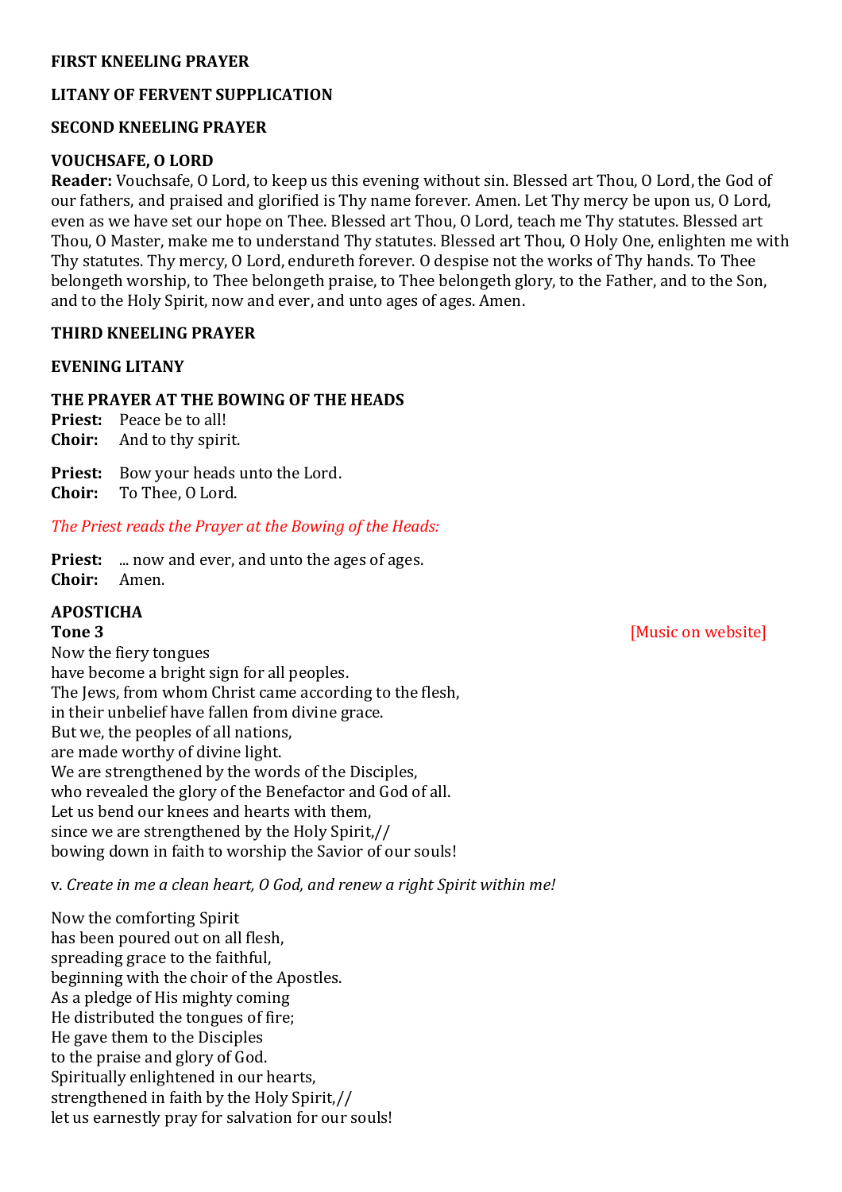**FIRST KNEELING PRAYER**

**LITANY OF FERVENT SUPPLICATION**

**SECOND KNEELING PRAYER**

**VOUCHSAFE, O LORD**

**Reader:** Vouchsafe, O Lord, to keep us this evening without sin. Blessed art Thou, O Lord, the God of our fathers, and praised and glorified is Thy name forever. Amen. Let Thy mercy be upon us, O Lord, even as we have set our hope on Thee. Blessed art Thou, O Lord, teach me Thy statutes. Blessed art Thou, O Master, make me to understand Thy statutes. Blessed art Thou, O Holy One, enlighten me with Thy statutes. Thy mercy, O Lord, endureth forever. O despise not the works of Thy hands. To Thee belongeth worship, to Thee belongeth praise, to Thee belongeth glory, to the Father, and to the Son, and to the Holy Spirit, now and ever, and unto ages of ages. Amen.

**THIRD KNEELING PRAYER**

**EVENING LITANY**

**THE PRAYER AT THE BOWING OF THE HEADS**

**Priest:** Peace be to all!
**Choir:** And to thy spirit.

**Priest:** Bow your heads unto the Lord.
**Choir:** To Thee, O Lord.

*The Priest reads the Prayer at the Bowing of the Heads:*

**Priest:** ... now and ever, and unto the ages of ages.
**Choir:** Amen.

**APOSTICHA**

**Tone 3** [Music on website]

Now the fiery tongues
have become a bright sign for all peoples.
The Jews, from whom Christ came according to the flesh,
in their unbelief have fallen from divine grace.
But we, the peoples of all nations,
are made worthy of divine light.
We are strengthened by the words of the Disciples,
who revealed the glory of the Benefactor and God of all.
Let us bend our knees and hearts with them,
since we are strengthened by the Holy Spirit,//
bowing down in faith to worship the Savior of our souls!

v. *Create in me a clean heart, O God, and renew a right Spirit within me!*

Now the comforting Spirit
has been poured out on all flesh,
spreading grace to the faithful,
beginning with the choir of the Apostles.
As a pledge of His mighty coming
He distributed the tongues of fire;
He gave them to the Disciples
to the praise and glory of God.
Spiritually enlightened in our hearts,
strengthened in faith by the Holy Spirit,//
let us earnestly pray for salvation for our souls!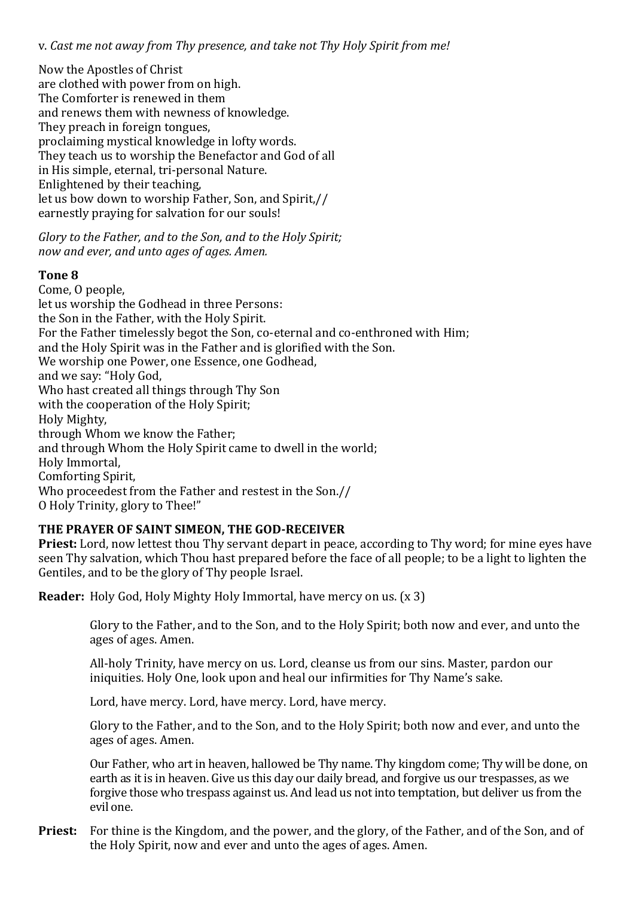v. *Cast me not away from Thy presence, and take not Thy Holy Spirit from me!*

Now the Apostles of Christ
are clothed with power from on high.
The Comforter is renewed in them
and renews them with newness of knowledge.
They preach in foreign tongues,
proclaiming mystical knowledge in lofty words.
They teach us to worship the Benefactor and God of all
in His simple, eternal, tri-personal Nature.
Enlightened by their teaching,
let us bow down to worship Father, Son, and Spirit,//
earnestly praying for salvation for our souls!

*Glory to the Father, and to the Son, and to the Holy Spirit;*
*now and ever, and unto ages of ages. Amen.*

**Tone 8**
Come, O people,
let us worship the Godhead in three Persons:
the Son in the Father, with the Holy Spirit.
For the Father timelessly begot the Son, co-eternal and co-enthroned with Him;
and the Holy Spirit was in the Father and is glorified with the Son.
We worship one Power, one Essence, one Godhead,
and we say: "Holy God,
Who hast created all things through Thy Son
with the cooperation of the Holy Spirit;
Holy Mighty,
through Whom we know the Father;
and through Whom the Holy Spirit came to dwell in the world;
Holy Immortal,
Comforting Spirit,
Who proceedest from the Father and restest in the Son.//
O Holy Trinity, glory to Thee!"

**THE PRAYER OF SAINT SIMEON, THE GOD-RECEIVER**

**Priest:** Lord, now lettest thou Thy servant depart in peace, according to Thy word; for mine eyes have seen Thy salvation, which Thou hast prepared before the face of all people; to be a light to lighten the Gentiles, and to be the glory of Thy people Israel.

**Reader:** Holy God, Holy Mighty Holy Immortal, have mercy on us. (x 3)

Glory to the Father, and to the Son, and to the Holy Spirit; both now and ever, and unto the ages of ages. Amen.

All-holy Trinity, have mercy on us. Lord, cleanse us from our sins. Master, pardon our iniquities. Holy One, look upon and heal our infirmities for Thy Name's sake.

Lord, have mercy. Lord, have mercy. Lord, have mercy.

Glory to the Father, and to the Son, and to the Holy Spirit; both now and ever, and unto the ages of ages. Amen.

Our Father, who art in heaven, hallowed be Thy name. Thy kingdom come; Thy will be done, on earth as it is in heaven. Give us this day our daily bread, and forgive us our trespasses, as we forgive those who trespass against us. And lead us not into temptation, but deliver us from the evil one.

**Priest:** For thine is the Kingdom, and the power, and the glory, of the Father, and of the Son, and of the Holy Spirit, now and ever and unto the ages of ages. Amen.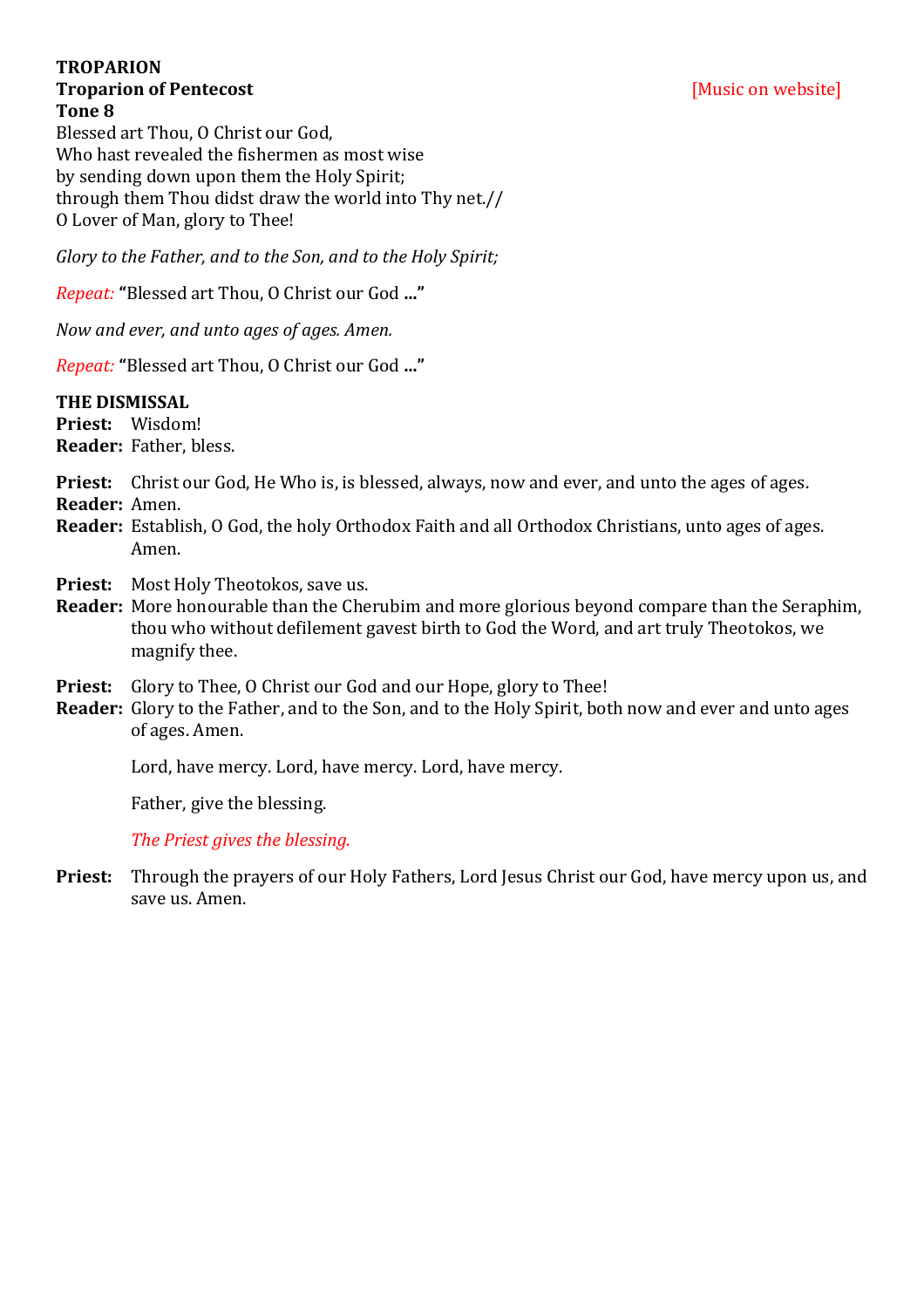**TROPARION**

**Troparion of Pentecost** [Music on website]

**Tone 8**

Blessed art Thou, O Christ our God,
Who hast revealed the fishermen as most wise
by sending down upon them the Holy Spirit;
through them Thou didst draw the world into Thy net.//
O Lover of Man, glory to Thee!

*Glory to the Father, and to the Son, and to the Holy Spirit;*

*Repeat:* **"**Blessed art Thou, O Christ our God **..."**

*Now and ever, and unto ages of ages. Amen.*

*Repeat:* **"**Blessed art Thou, O Christ our God **..."**

**THE DISMISSAL**

**Priest:** Wisdom!
**Reader:** Father, bless.

**Priest:** Christ our God, He Who is, is blessed, always, now and ever, and unto the ages of ages.
**Reader:** Amen.
**Reader:** Establish, O God, the holy Orthodox Faith and all Orthodox Christians, unto ages of ages. Amen.

**Priest:** Most Holy Theotokos, save us.
**Reader:** More honourable than the Cherubim and more glorious beyond compare than the Seraphim, thou who without defilement gavest birth to God the Word, and art truly Theotokos, we magnify thee.

**Priest:** Glory to Thee, O Christ our God and our Hope, glory to Thee!
**Reader:** Glory to the Father, and to the Son, and to the Holy Spirit, both now and ever and unto ages of ages. Amen.

Lord, have mercy. Lord, have mercy. Lord, have mercy.

Father, give the blessing.

*The Priest gives the blessing.*

**Priest:** Through the prayers of our Holy Fathers, Lord Jesus Christ our God, have mercy upon us, and save us. Amen.